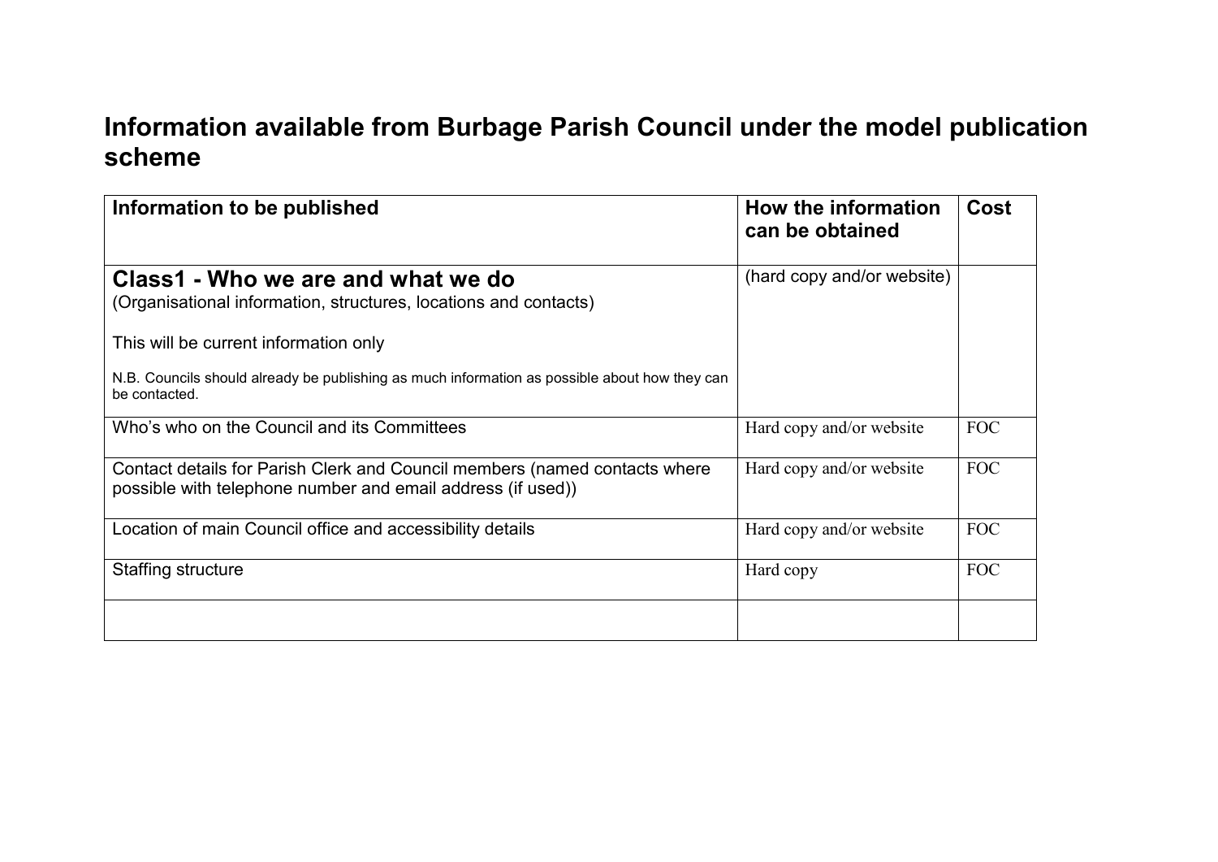# Information available from Burbage Parish Council under the model publication scheme

| Information to be published | How the information can be obtained | Cost |
|---|---|---|
| **Class1 - Who we are and what we do**<br>(Organisational information, structures, locations and contacts)<br><br>This will be current information only<br><br>N.B. Councils should already be publishing as much information as possible about how they can be contacted. | (hard copy and/or website) | |
| Who's who on the Council and its Committees | Hard copy and/or website | FOC |
| Contact details for Parish Clerk and Council members (named contacts where possible with telephone number and email address (if used)) | Hard copy and/or website | FOC |
| Location of main Council office and accessibility details | Hard copy and/or website | FOC |
| Staffing structure | Hard copy | FOC |
| | | |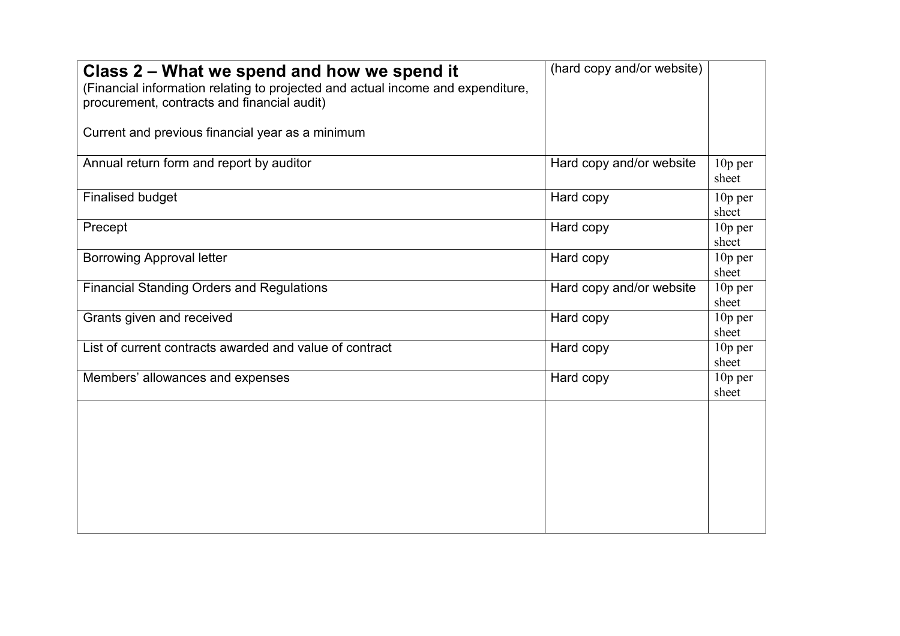| **Class 2 – What we spend and how we spend it**<br>(Financial information relating to projected and actual income and expenditure, procurement, contracts and financial audit)<br><br>Current and previous financial year as a minimum | (hard copy and/or website) | |
|---|---|---|
| Annual return form and report by auditor | Hard copy and/or website | 10p per sheet |
| Finalised budget | Hard copy | 10p per sheet |
| Precept | Hard copy | 10p per sheet |
| Borrowing Approval letter | Hard copy | 10p per sheet |
| Financial Standing Orders and Regulations | Hard copy and/or website | 10p per sheet |
| Grants given and received | Hard copy | 10p per sheet |
| List of current contracts awarded and value of contract | Hard copy | 10p per sheet |
| Members' allowances and expenses | Hard copy | 10p per sheet |
| | | |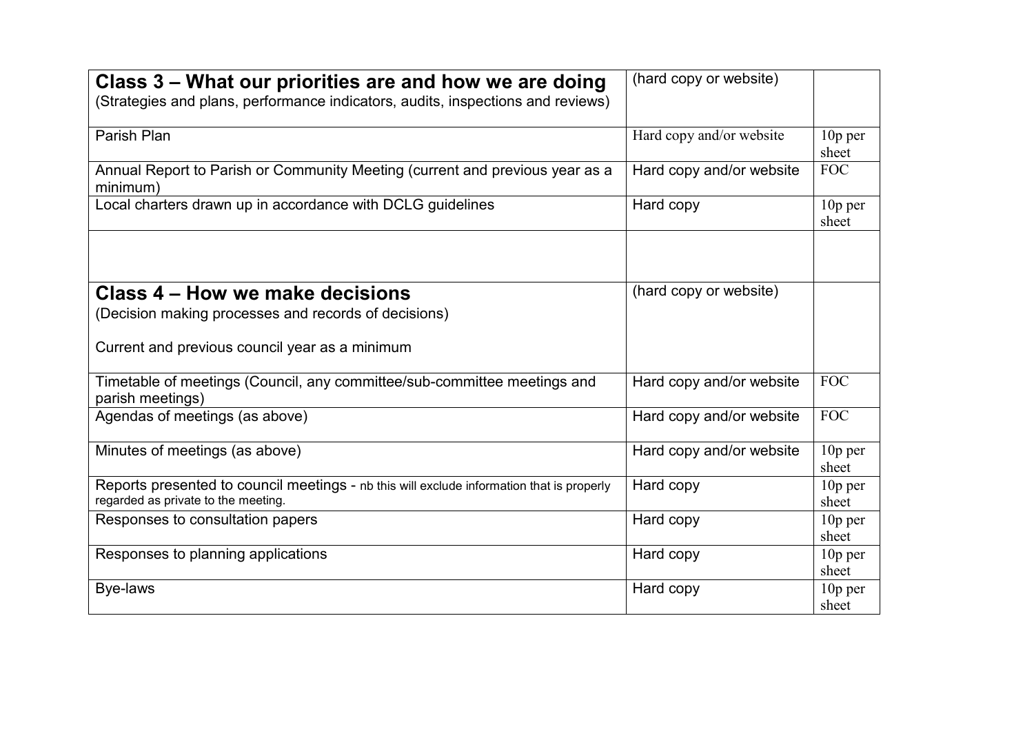| **Class 3 – What our priorities are and how we are doing**<br>(Strategies and plans, performance indicators, audits, inspections and reviews) | (hard copy or website) | |
|---|---|---|
| Parish Plan | Hard copy and/or website | 10p per sheet |
| Annual Report to Parish or Community Meeting (current and previous year as a minimum) | Hard copy and/or website | FOC |
| Local charters drawn up in accordance with DCLG guidelines | Hard copy | 10p per sheet |
| | | |
| **Class 4 – How we make decisions**<br>(Decision making processes and records of decisions)<br><br>Current and previous council year as a minimum | (hard copy or website) | |
| Timetable of meetings (Council, any committee/sub-committee meetings and parish meetings) | Hard copy and/or website | FOC |
| Agendas of meetings (as above) | Hard copy and/or website | FOC |
| Minutes of meetings (as above) | Hard copy and/or website | 10p per sheet |
| Reports presented to council meetings - nb this will exclude information that is properly regarded as private to the meeting. | Hard copy | 10p per sheet |
| Responses to consultation papers | Hard copy | 10p per sheet |
| Responses to planning applications | Hard copy | 10p per sheet |
| Bye-laws | Hard copy | 10p per sheet |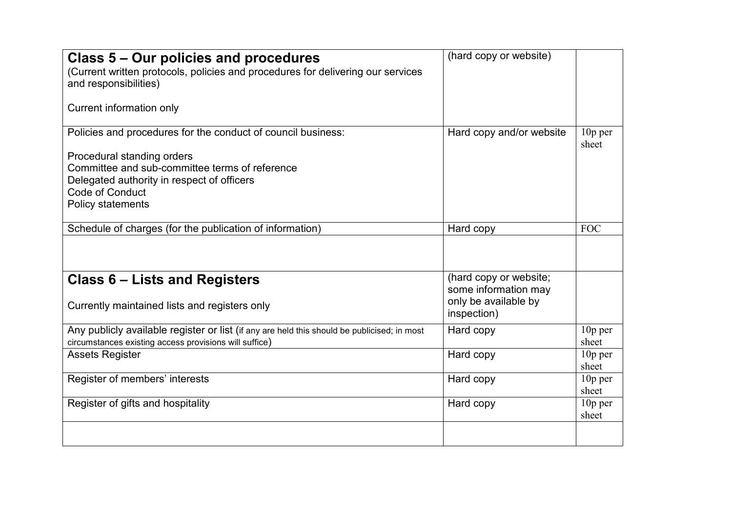| **Class 5 – Our policies and procedures**<br>(Current written protocols, policies and procedures for delivering our services and responsibilities)<br><br>Current information only | (hard copy or website) | |
|---|---|---|
| Policies and procedures for the conduct of council business:<br><br>Procedural standing orders<br>Committee and sub-committee terms of reference<br>Delegated authority in respect of officers<br>Code of Conduct<br>Policy statements | Hard copy and/or website | 10p per sheet |
| Schedule of charges (for the publication of information) | Hard copy | FOC |
| | | |
| **Class 6 – Lists and Registers**<br><br>Currently maintained lists and registers only | (hard copy or website; some information may only be available by inspection) | |
| Any publicly available register or list (if any are held this should be publicised; in most circumstances existing access provisions will suffice) | Hard copy | 10p per sheet |
| Assets Register | Hard copy | 10p per sheet |
| Register of members' interests | Hard copy | 10p per sheet |
| Register of gifts and hospitality | Hard copy | 10p per sheet |
| | | |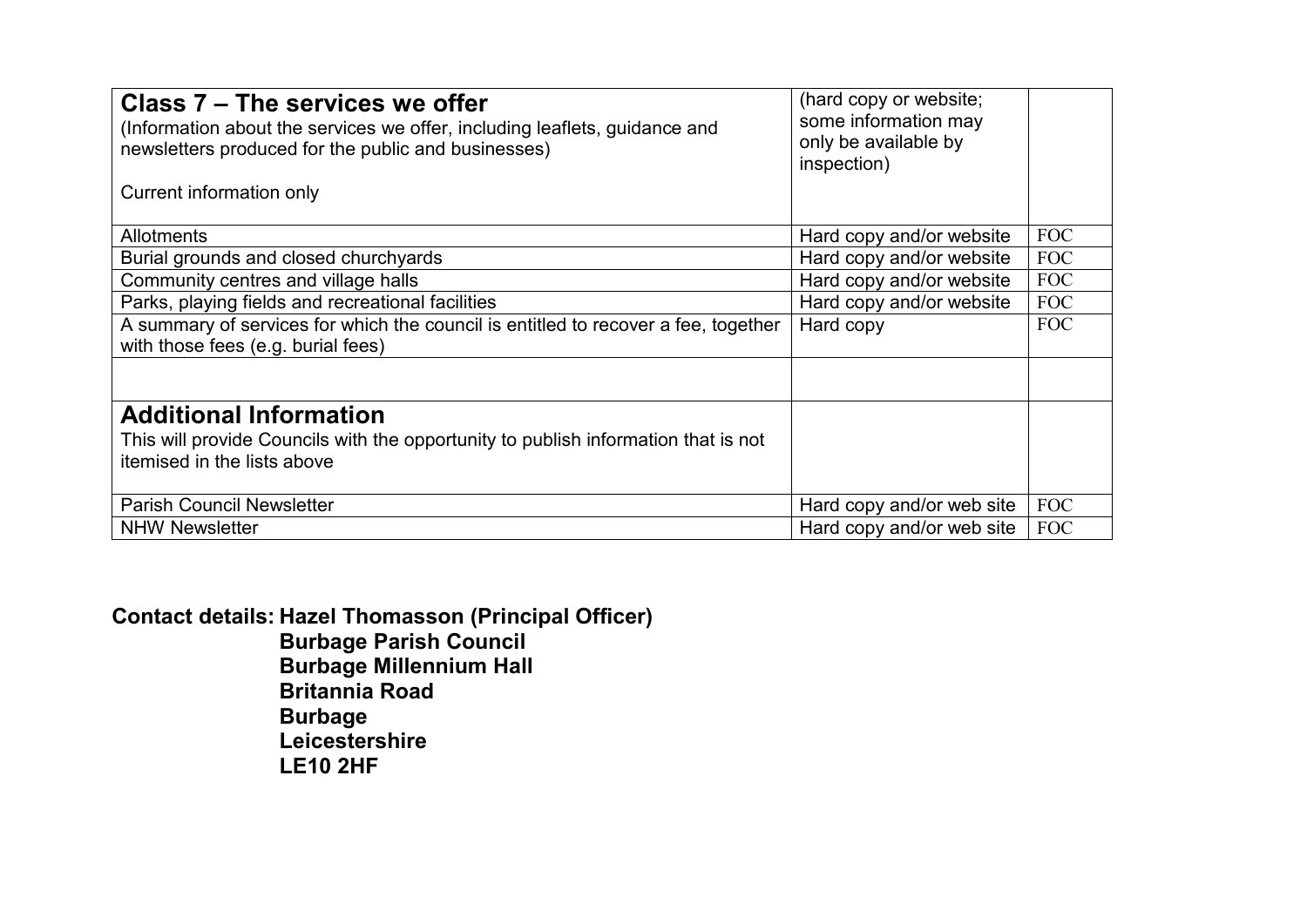| **Class 7 – The services we offer**<br>(Information about the services we offer, including leaflets, guidance and newsletters produced for the public and businesses)<br><br>Current information only | (hard copy or website; some information may only be available by inspection) | |
|---|---|---|
| Allotments | Hard copy and/or website | FOC |
| Burial grounds and closed churchyards | Hard copy and/or website | FOC |
| Community centres and village halls | Hard copy and/or website | FOC |
| Parks, playing fields and recreational facilities | Hard copy and/or website | FOC |
| A summary of services for which the council is entitled to recover a fee, together with those fees (e.g. burial fees) | Hard copy | FOC |
| | | |
| **Additional Information**<br>This will provide Councils with the opportunity to publish information that is not itemised in the lists above | | |
| Parish Council Newsletter | Hard copy and/or web site | FOC |
| NHW Newsletter | Hard copy and/or web site | FOC |

**Contact details: Hazel Thomasson (Principal Officer)**
**Burbage Parish Council**
**Burbage Millennium Hall**
**Britannia Road**
**Burbage**
**Leicestershire**
**LE10 2HF**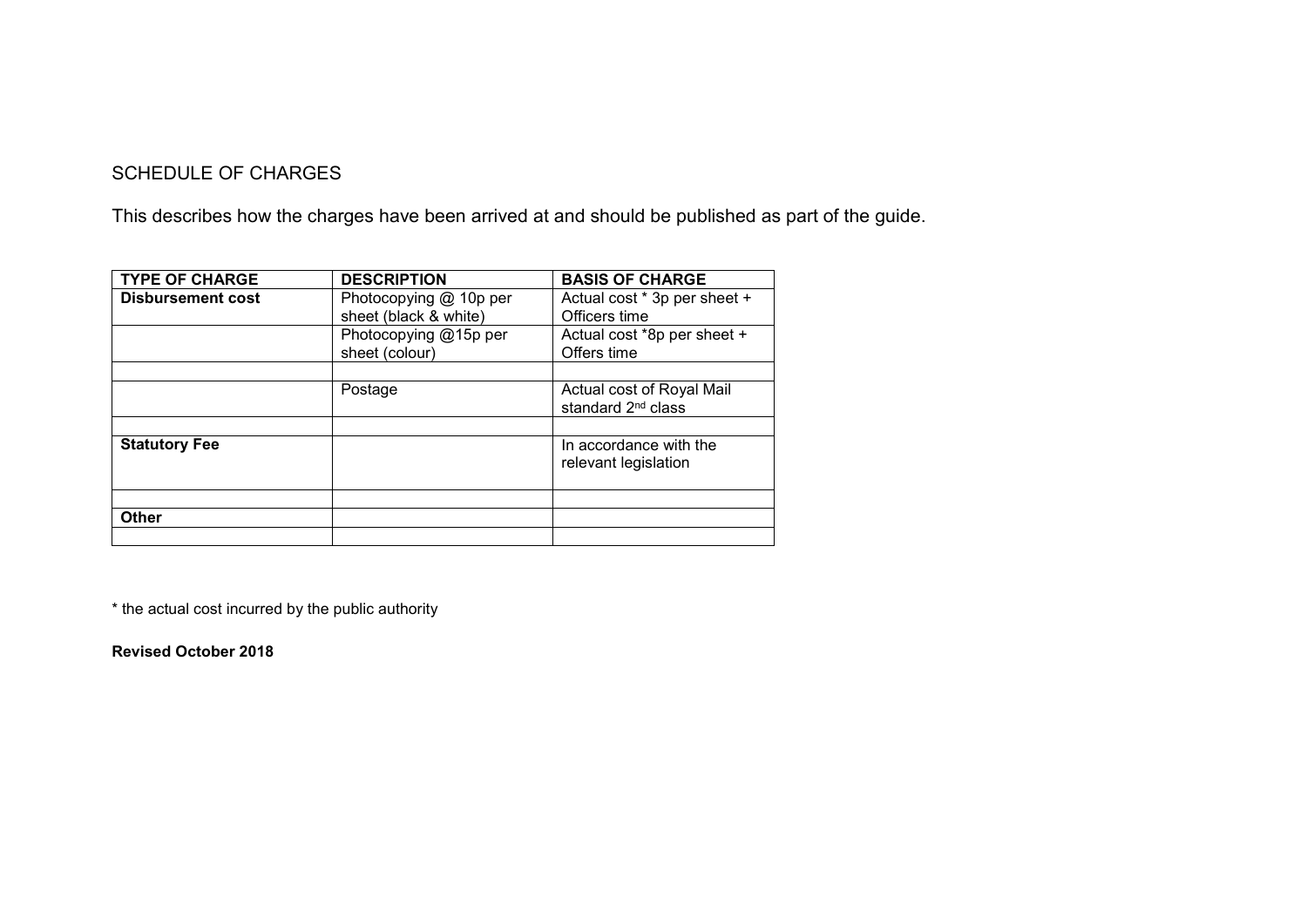SCHEDULE OF CHARGES

This describes how the charges have been arrived at and should be published as part of the guide.

| **TYPE OF CHARGE** | **DESCRIPTION** | **BASIS OF CHARGE** |
|---|---|---|
| **Disbursement cost** | Photocopying @ 10p per sheet (black & white) | Actual cost * 3p per sheet + Officers time |
| | Photocopying @15p per sheet (colour) | Actual cost *8p per sheet + Offers time |
| | | |
| | Postage | Actual cost of Royal Mail standard 2nd class |
| | | |
| **Statutory Fee** | | In accordance with the relevant legislation |
| | | |
| **Other** | | |
| | | |

* the actual cost incurred by the public authority

**Revised October 2018**